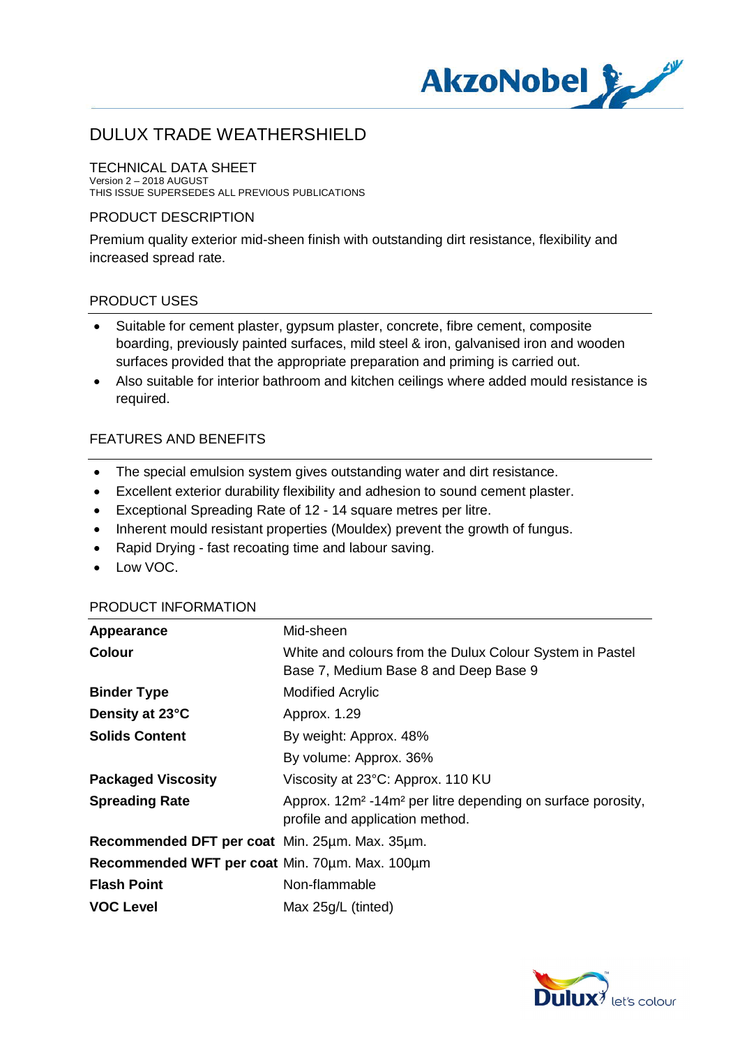# DULUX TRADE WEATHERSHIELD

## TECHNICAL DATA SHEET

Version 2 – 2018 AUGUST
THIS ISSUE SUPERSEDES ALL PREVIOUS PUBLICATIONS

## PRODUCT DESCRIPTION

Premium quality exterior mid-sheen finish with outstanding dirt resistance, flexibility and increased spread rate.

## PRODUCT USES

- Suitable for cement plaster, gypsum plaster, concrete, fibre cement, composite boarding, previously painted surfaces, mild steel & iron, galvanised iron and wooden surfaces provided that the appropriate preparation and priming is carried out.
- Also suitable for interior bathroom and kitchen ceilings where added mould resistance is required.

## FEATURES AND BENEFITS

- The special emulsion system gives outstanding water and dirt resistance.
- Excellent exterior durability flexibility and adhesion to sound cement plaster.
- Exceptional Spreading Rate of 12 - 14 square metres per litre.
- Inherent mould resistant properties (Mouldex) prevent the growth of fungus.
- Rapid Drying - fast recoating time and labour saving.
- Low VOC.

## PRODUCT INFORMATION

| | |
|---|---|
| **Appearance** | Mid-sheen |
| **Colour** | White and colours from the Dulux Colour System in Pastel Base 7, Medium Base 8 and Deep Base 9 |
| **Binder Type** | Modified Acrylic |
| **Density at 23°C** | Approx. 1.29 |
| **Solids Content** | By weight: Approx. 48% |
| | By volume: Approx. 36% |
| **Packaged Viscosity** | Viscosity at 23°C: Approx. 110 KU |
| **Spreading Rate** | Approx. 12m² -14m² per litre depending on surface porosity, profile and application method. |
| **Recommended DFT per coat** | Min. 25µm. Max. 35µm. |
| **Recommended WFT per coat** | Min. 70µm. Max. 100µm |
| **Flash Point** | Non-flammable |
| **VOC Level** | Max 25g/L (tinted) |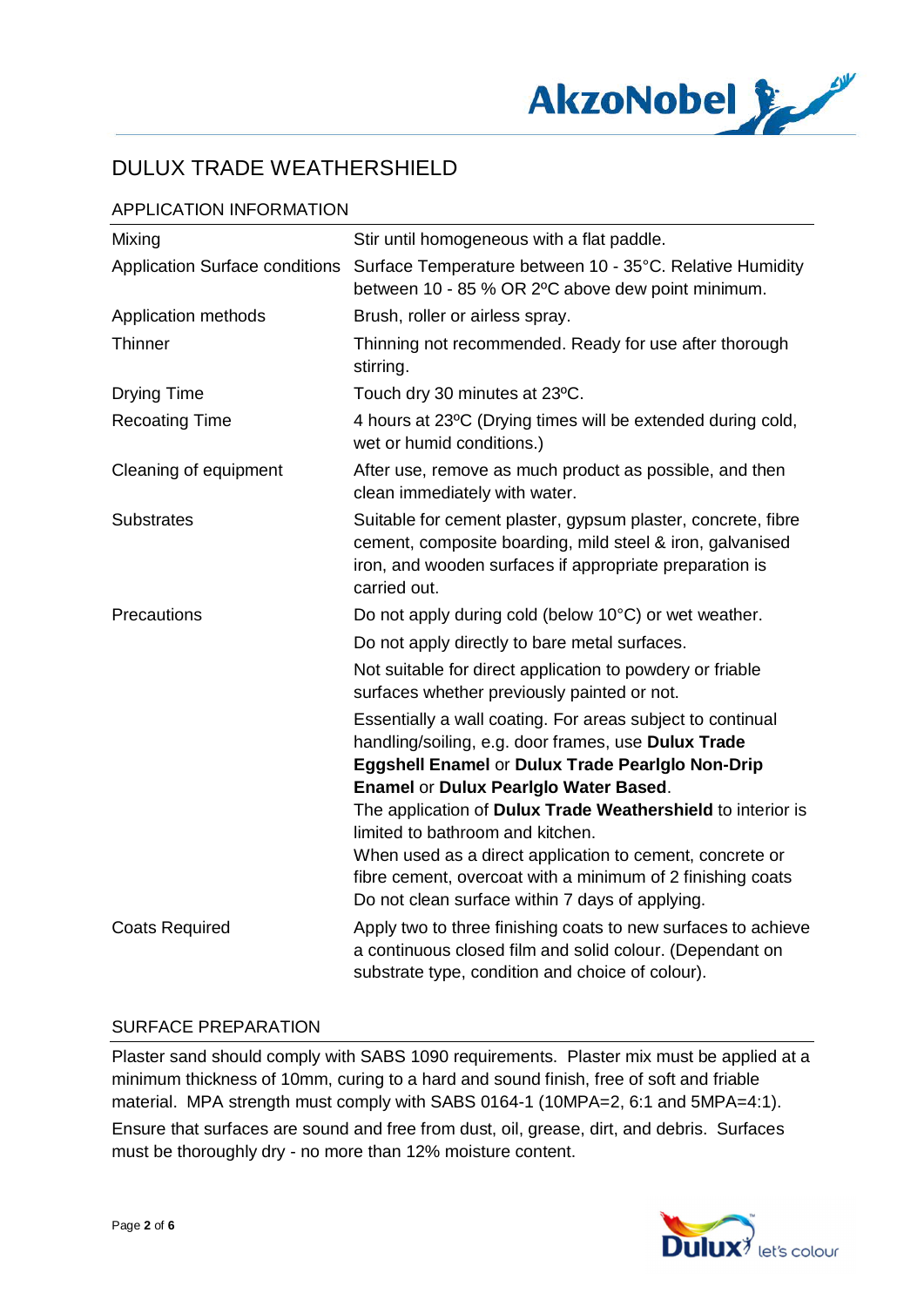# DULUX TRADE WEATHERSHIELD

## APPLICATION INFORMATION

| | |
|---|---|
| Mixing | Stir until homogeneous with a flat paddle. |
| Application Surface conditions | Surface Temperature between 10 - 35°C. Relative Humidity between 10 - 85 % OR 2ºC above dew point minimum. |
| Application methods | Brush, roller or airless spray. |
| Thinner | Thinning not recommended. Ready for use after thorough stirring. |
| Drying Time | Touch dry 30 minutes at 23ºC. |
| Recoating Time | 4 hours at 23ºC (Drying times will be extended during cold, wet or humid conditions.) |
| Cleaning of equipment | After use, remove as much product as possible, and then clean immediately with water. |
| Substrates | Suitable for cement plaster, gypsum plaster, concrete, fibre cement, composite boarding, mild steel & iron, galvanised iron, and wooden surfaces if appropriate preparation is carried out. |
| Precautions | Do not apply during cold (below 10°C) or wet weather.<br>Do not apply directly to bare metal surfaces.<br>Not suitable for direct application to powdery or friable surfaces whether previously painted or not.<br>Essentially a wall coating. For areas subject to continual handling/soiling, e.g. door frames, use **Dulux Trade Eggshell Enamel** or **Dulux Trade Pearlglo Non-Drip Enamel** or **Dulux Pearlglo Water Based**.<br>The application of **Dulux Trade Weathershield** to interior is limited to bathroom and kitchen.<br>When used as a direct application to cement, concrete or fibre cement, overcoat with a minimum of 2 finishing coats Do not clean surface within 7 days of applying. |
| Coats Required | Apply two to three finishing coats to new surfaces to achieve a continuous closed film and solid colour. (Dependant on substrate type, condition and choice of colour). |

## SURFACE PREPARATION

Plaster sand should comply with SABS 1090 requirements. Plaster mix must be applied at a minimum thickness of 10mm, curing to a hard and sound finish, free of soft and friable material. MPA strength must comply with SABS 0164-1 (10MPA=2, 6:1 and 5MPA=4:1).

Ensure that surfaces are sound and free from dust, oil, grease, dirt, and debris. Surfaces must be thoroughly dry - no more than 12% moisture content.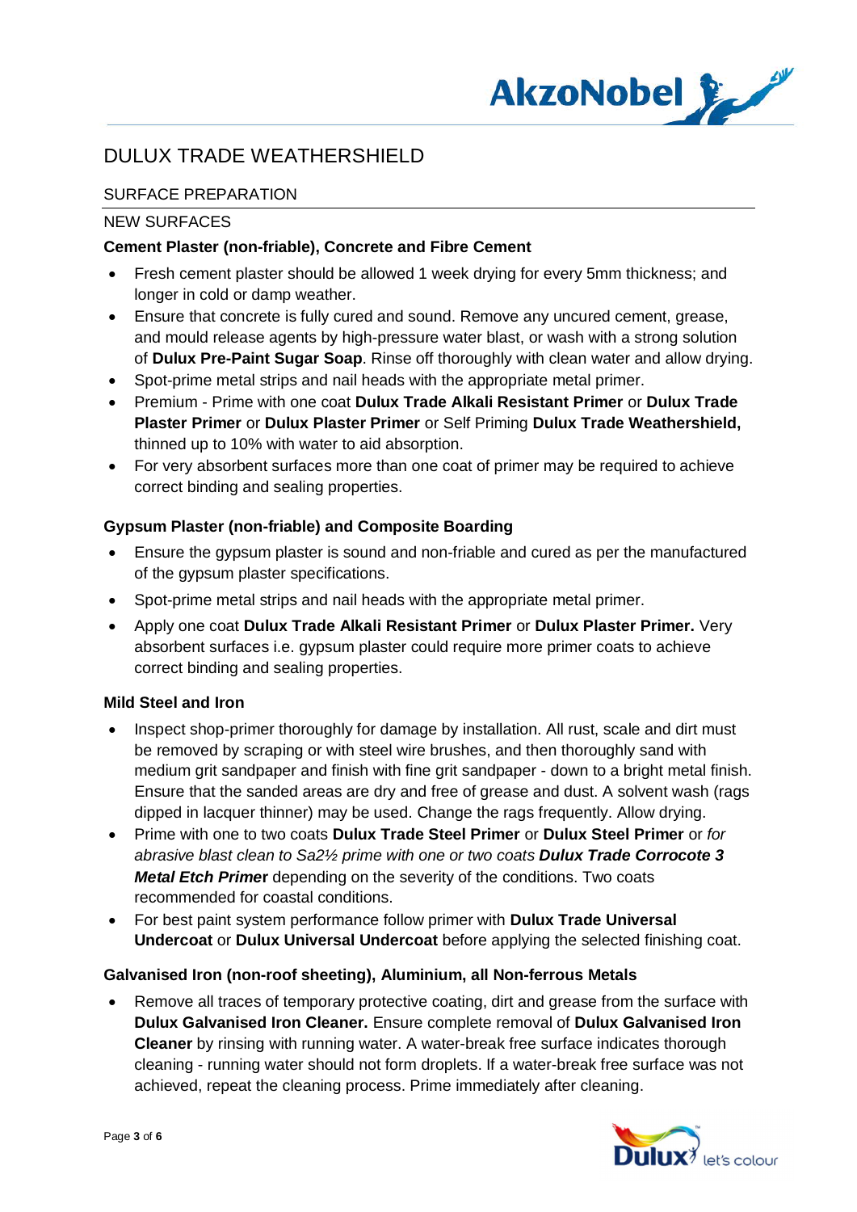# DULUX TRADE WEATHERSHIELD

## SURFACE PREPARATION

### NEW SURFACES

**Cement Plaster (non-friable), Concrete and Fibre Cement**

- Fresh cement plaster should be allowed 1 week drying for every 5mm thickness; and longer in cold or damp weather.
- Ensure that concrete is fully cured and sound. Remove any uncured cement, grease, and mould release agents by high-pressure water blast, or wash with a strong solution of **Dulux Pre-Paint Sugar Soap**. Rinse off thoroughly with clean water and allow drying.
- Spot-prime metal strips and nail heads with the appropriate metal primer.
- Premium - Prime with one coat **Dulux Trade Alkali Resistant Primer** or **Dulux Trade Plaster Primer** or **Dulux Plaster Primer** or Self Priming **Dulux Trade Weathershield,** thinned up to 10% with water to aid absorption.
- For very absorbent surfaces more than one coat of primer may be required to achieve correct binding and sealing properties.

**Gypsum Plaster (non-friable) and Composite Boarding**

- Ensure the gypsum plaster is sound and non-friable and cured as per the manufactured of the gypsum plaster specifications.
- Spot-prime metal strips and nail heads with the appropriate metal primer.
- Apply one coat **Dulux Trade Alkali Resistant Primer** or **Dulux Plaster Primer.** Very absorbent surfaces i.e. gypsum plaster could require more primer coats to achieve correct binding and sealing properties.

**Mild Steel and Iron**

- Inspect shop-primer thoroughly for damage by installation. All rust, scale and dirt must be removed by scraping or with steel wire brushes, and then thoroughly sand with medium grit sandpaper and finish with fine grit sandpaper - down to a bright metal finish. Ensure that the sanded areas are dry and free of grease and dust. A solvent wash (rags dipped in lacquer thinner) may be used. Change the rags frequently. Allow drying.
- Prime with one to two coats **Dulux Trade Steel Primer** or **Dulux Steel Primer** or *for abrasive blast clean to Sa2½ prime with one or two coats* ***Dulux Trade Corrocote 3 Metal Etch Primer*** depending on the severity of the conditions. Two coats recommended for coastal conditions.
- For best paint system performance follow primer with **Dulux Trade Universal Undercoat** or **Dulux Universal Undercoat** before applying the selected finishing coat.

**Galvanised Iron (non-roof sheeting), Aluminium, all Non-ferrous Metals**

- Remove all traces of temporary protective coating, dirt and grease from the surface with **Dulux Galvanised Iron Cleaner.** Ensure complete removal of **Dulux Galvanised Iron Cleaner** by rinsing with running water. A water-break free surface indicates thorough cleaning - running water should not form droplets. If a water-break free surface was not achieved, repeat the cleaning process. Prime immediately after cleaning.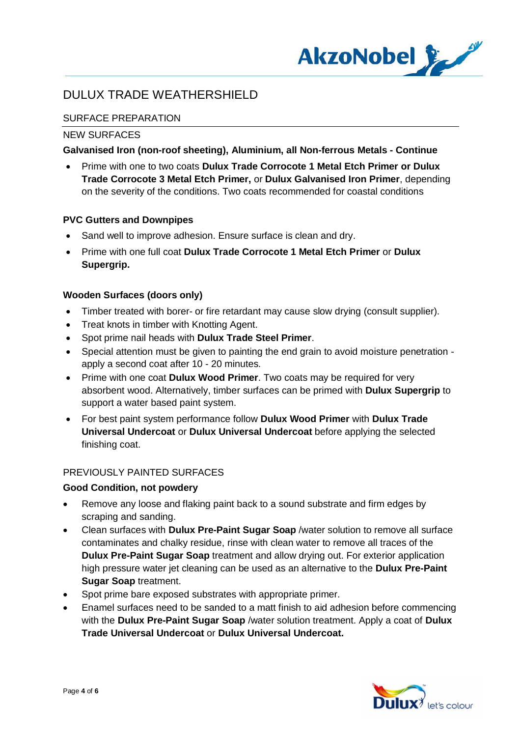# DULUX TRADE WEATHERSHIELD

## SURFACE PREPARATION

### NEW SURFACES

**Galvanised Iron (non-roof sheeting), Aluminium, all Non-ferrous Metals - Continue**

- Prime with one to two coats **Dulux Trade Corrocote 1 Metal Etch Primer or Dulux Trade Corrocote 3 Metal Etch Primer,** or **Dulux Galvanised Iron Primer**, depending on the severity of the conditions. Two coats recommended for coastal conditions

**PVC Gutters and Downpipes**

- Sand well to improve adhesion. Ensure surface is clean and dry.
- Prime with one full coat **Dulux Trade Corrocote 1 Metal Etch Primer** or **Dulux Supergrip.**

**Wooden Surfaces (doors only)**

- Timber treated with borer- or fire retardant may cause slow drying (consult supplier).
- Treat knots in timber with Knotting Agent.
- Spot prime nail heads with **Dulux Trade Steel Primer**.
- Special attention must be given to painting the end grain to avoid moisture penetration - apply a second coat after 10 - 20 minutes.
- Prime with one coat **Dulux Wood Primer**. Two coats may be required for very absorbent wood. Alternatively, timber surfaces can be primed with **Dulux Supergrip** to support a water based paint system.
- For best paint system performance follow **Dulux Wood Primer** with **Dulux Trade Universal Undercoat** or **Dulux Universal Undercoat** before applying the selected finishing coat.

### PREVIOUSLY PAINTED SURFACES

**Good Condition, not powdery**

- Remove any loose and flaking paint back to a sound substrate and firm edges by scraping and sanding.
- Clean surfaces with **Dulux Pre-Paint Sugar Soap** /water solution to remove all surface contaminates and chalky residue, rinse with clean water to remove all traces of the **Dulux Pre-Paint Sugar Soap** treatment and allow drying out. For exterior application high pressure water jet cleaning can be used as an alternative to the **Dulux Pre-Paint Sugar Soap** treatment.
- Spot prime bare exposed substrates with appropriate primer.
- Enamel surfaces need to be sanded to a matt finish to aid adhesion before commencing with the **Dulux Pre-Paint Sugar Soap** /water solution treatment. Apply a coat of **Dulux Trade Universal Undercoat** or **Dulux Universal Undercoat.**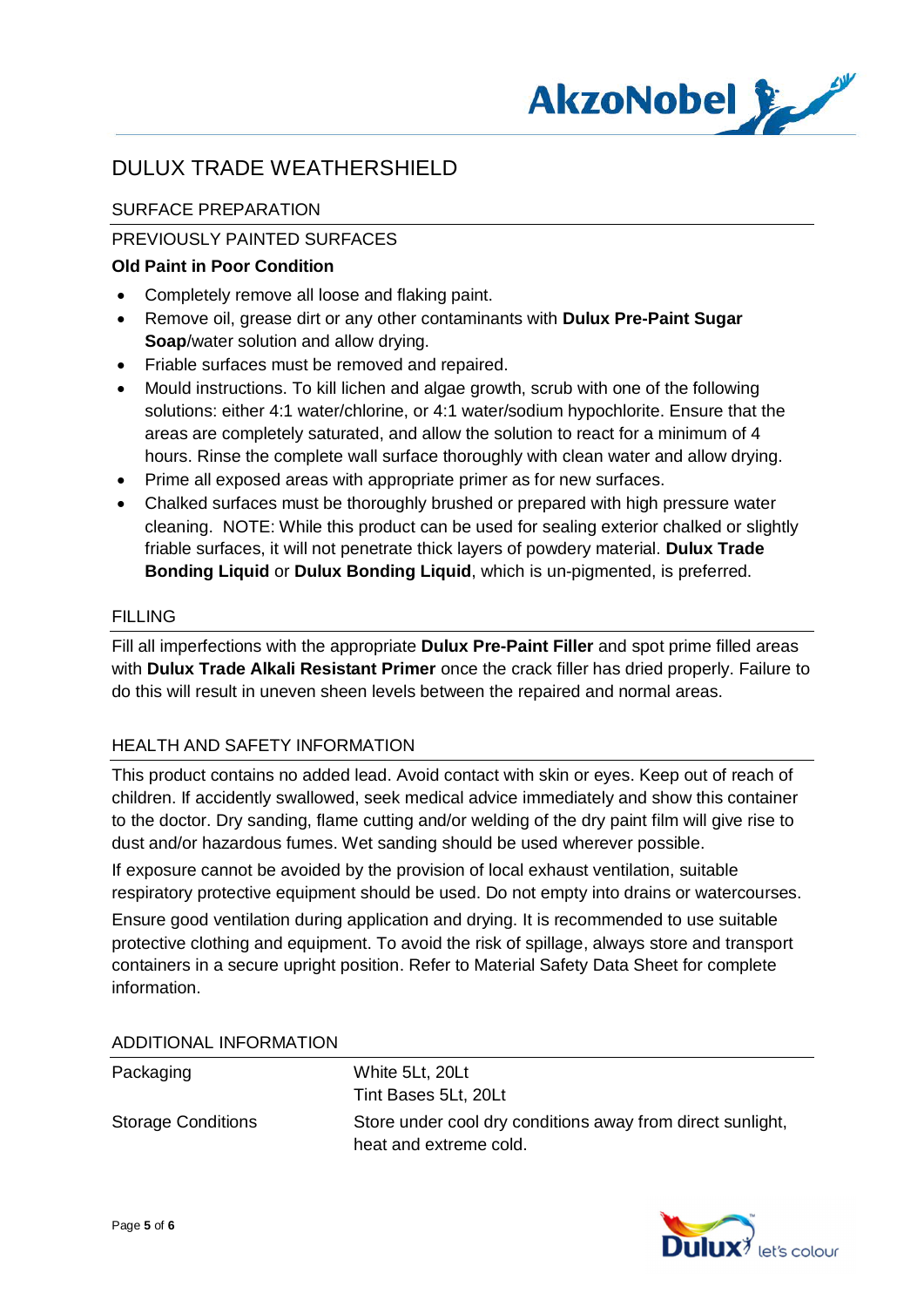# DULUX TRADE WEATHERSHIELD

## SURFACE PREPARATION

### PREVIOUSLY PAINTED SURFACES

**Old Paint in Poor Condition**

- Completely remove all loose and flaking paint.
- Remove oil, grease dirt or any other contaminants with **Dulux Pre-Paint Sugar Soap**/water solution and allow drying.
- Friable surfaces must be removed and repaired.
- Mould instructions. To kill lichen and algae growth, scrub with one of the following solutions: either 4:1 water/chlorine, or 4:1 water/sodium hypochlorite. Ensure that the areas are completely saturated, and allow the solution to react for a minimum of 4 hours. Rinse the complete wall surface thoroughly with clean water and allow drying.
- Prime all exposed areas with appropriate primer as for new surfaces.
- Chalked surfaces must be thoroughly brushed or prepared with high pressure water cleaning. NOTE: While this product can be used for sealing exterior chalked or slightly friable surfaces, it will not penetrate thick layers of powdery material. **Dulux Trade Bonding Liquid** or **Dulux Bonding Liquid**, which is un-pigmented, is preferred.

## FILLING

Fill all imperfections with the appropriate **Dulux Pre-Paint Filler** and spot prime filled areas with **Dulux Trade Alkali Resistant Primer** once the crack filler has dried properly. Failure to do this will result in uneven sheen levels between the repaired and normal areas.

## HEALTH AND SAFETY INFORMATION

This product contains no added lead. Avoid contact with skin or eyes. Keep out of reach of children. If accidently swallowed, seek medical advice immediately and show this container to the doctor. Dry sanding, flame cutting and/or welding of the dry paint film will give rise to dust and/or hazardous fumes. Wet sanding should be used wherever possible.

If exposure cannot be avoided by the provision of local exhaust ventilation, suitable respiratory protective equipment should be used. Do not empty into drains or watercourses.

Ensure good ventilation during application and drying. It is recommended to use suitable protective clothing and equipment. To avoid the risk of spillage, always store and transport containers in a secure upright position. Refer to Material Safety Data Sheet for complete information.

## ADDITIONAL INFORMATION

| | |
|---|---|
| Packaging | White 5Lt, 20Lt<br>Tint Bases 5Lt, 20Lt |
| Storage Conditions | Store under cool dry conditions away from direct sunlight, heat and extreme cold. |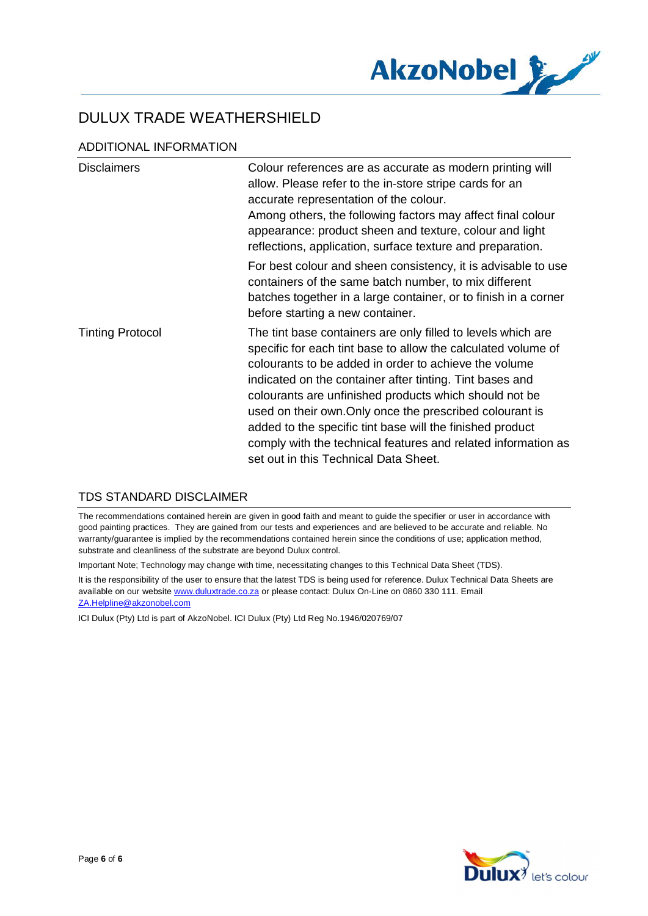# DULUX TRADE WEATHERSHIELD

## ADDITIONAL INFORMATION

| | |
|---|---|
| Disclaimers | Colour references are as accurate as modern printing will allow. Please refer to the in-store stripe cards for an accurate representation of the colour. Among others, the following factors may affect final colour appearance: product sheen and texture, colour and light reflections, application, surface texture and preparation. For best colour and sheen consistency, it is advisable to use containers of the same batch number, to mix different batches together in a large container, or to finish in a corner before starting a new container. |
| Tinting Protocol | The tint base containers are only filled to levels which are specific for each tint base to allow the calculated volume of colourants to be added in order to achieve the volume indicated on the container after tinting. Tint bases and colourants are unfinished products which should not be used on their own.Only once the prescribed colourant is added to the specific tint base will the finished product comply with the technical features and related information as set out in this Technical Data Sheet. |

## TDS STANDARD DISCLAIMER

The recommendations contained herein are given in good faith and meant to guide the specifier or user in accordance with good painting practices. They are gained from our tests and experiences and are believed to be accurate and reliable. No warranty/guarantee is implied by the recommendations contained herein since the conditions of use; application method, substrate and cleanliness of the substrate are beyond Dulux control.

Important Note; Technology may change with time, necessitating changes to this Technical Data Sheet (TDS).

It is the responsibility of the user to ensure that the latest TDS is being used for reference. Dulux Technical Data Sheets are available on our website www.duluxtrade.co.za or please contact: Dulux On-Line on 0860 330 111. Email ZA.Helpline@akzonobel.com

ICI Dulux (Pty) Ltd is part of AkzoNobel. ICI Dulux (Pty) Ltd Reg No.1946/020769/07